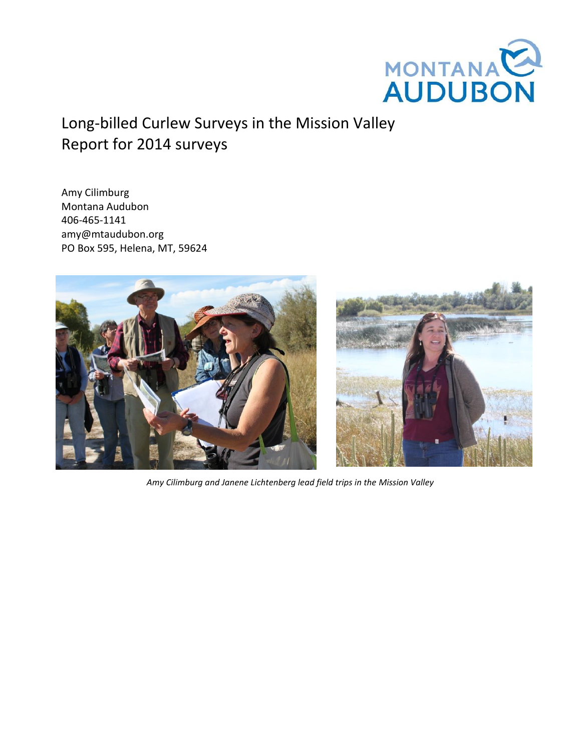MONTANA AUDUBON

# Long-billed Curlew Surveys in the Mission Valley
# Report for 2014 surveys

Amy Cilimburg
Montana Audubon
406-465-1141
amy@mtaudubon.org
PO Box 595, Helena, MT, 59624

*Amy Cilimburg and Janene Lichtenberg lead field trips in the Mission Valley*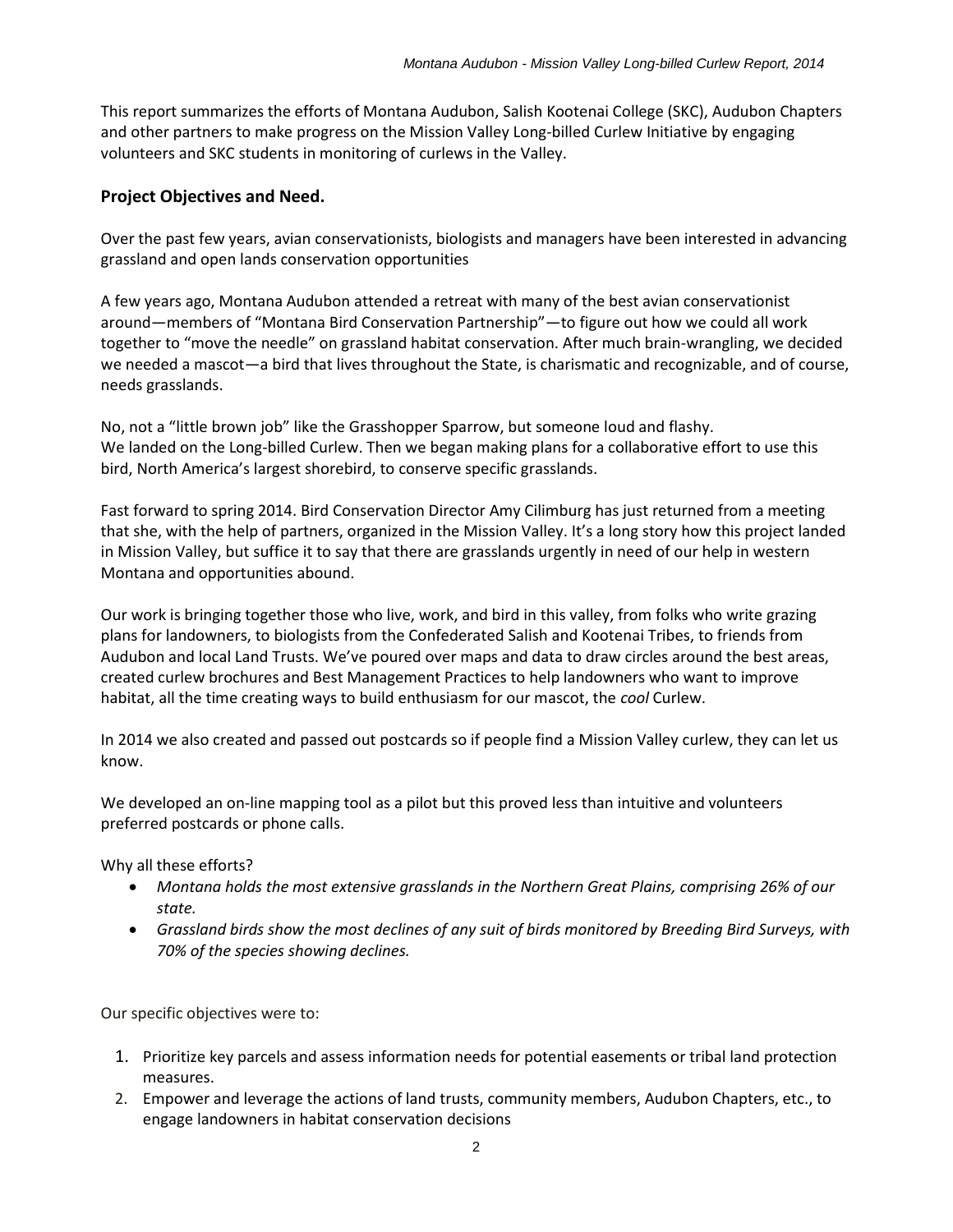This report summarizes the efforts of Montana Audubon, Salish Kootenai College (SKC), Audubon Chapters and other partners to make progress on the Mission Valley Long-billed Curlew Initiative by engaging volunteers and SKC students in monitoring of curlews in the Valley.

## Project Objectives and Need.

Over the past few years, avian conservationists, biologists and managers have been interested in advancing grassland and open lands conservation opportunities

A few years ago, Montana Audubon attended a retreat with many of the best avian conservationist around—members of "Montana Bird Conservation Partnership"—to figure out how we could all work together to "move the needle" on grassland habitat conservation. After much brain-wrangling, we decided we needed a mascot—a bird that lives throughout the State, is charismatic and recognizable, and of course, needs grasslands.

No, not a "little brown job" like the Grasshopper Sparrow, but someone loud and flashy. We landed on the Long-billed Curlew. Then we began making plans for a collaborative effort to use this bird, North America's largest shorebird, to conserve specific grasslands.

Fast forward to spring 2014. Bird Conservation Director Amy Cilimburg has just returned from a meeting that she, with the help of partners, organized in the Mission Valley. It's a long story how this project landed in Mission Valley, but suffice it to say that there are grasslands urgently in need of our help in western Montana and opportunities abound.

Our work is bringing together those who live, work, and bird in this valley, from folks who write grazing plans for landowners, to biologists from the Confederated Salish and Kootenai Tribes, to friends from Audubon and local Land Trusts. We've poured over maps and data to draw circles around the best areas, created curlew brochures and Best Management Practices to help landowners who want to improve habitat, all the time creating ways to build enthusiasm for our mascot, the *cool* Curlew.

In 2014 we also created and passed out postcards so if people find a Mission Valley curlew, they can let us know.

We developed an on-line mapping tool as a pilot but this proved less than intuitive and volunteers preferred postcards or phone calls.

Why all these efforts?

- *Montana holds the most extensive grasslands in the Northern Great Plains, comprising 26% of our state.*
- *Grassland birds show the most declines of any suit of birds monitored by Breeding Bird Surveys, with 70% of the species showing declines.*

Our specific objectives were to:

1. Prioritize key parcels and assess information needs for potential easements or tribal land protection measures.
2. Empower and leverage the actions of land trusts, community members, Audubon Chapters, etc., to engage landowners in habitat conservation decisions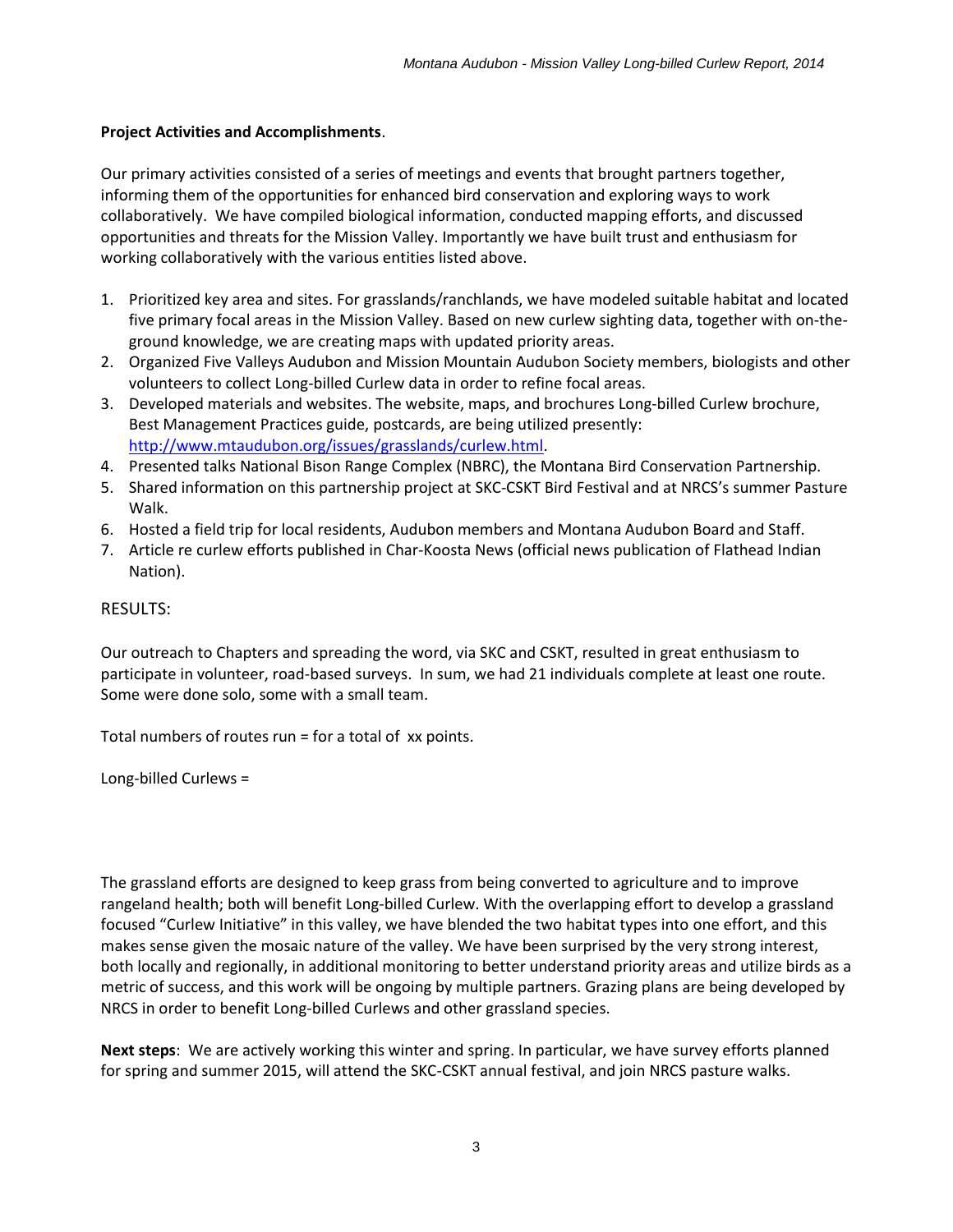**Project Activities and Accomplishments**.

Our primary activities consisted of a series of meetings and events that brought partners together, informing them of the opportunities for enhanced bird conservation and exploring ways to work collaboratively. We have compiled biological information, conducted mapping efforts, and discussed opportunities and threats for the Mission Valley. Importantly we have built trust and enthusiasm for working collaboratively with the various entities listed above.

1. Prioritized key area and sites. For grasslands/ranchlands, we have modeled suitable habitat and located five primary focal areas in the Mission Valley. Based on new curlew sighting data, together with on-the-ground knowledge, we are creating maps with updated priority areas.
2. Organized Five Valleys Audubon and Mission Mountain Audubon Society members, biologists and other volunteers to collect Long-billed Curlew data in order to refine focal areas.
3. Developed materials and websites. The website, maps, and brochures Long-billed Curlew brochure, Best Management Practices guide, postcards, are being utilized presently: http://www.mtaudubon.org/issues/grasslands/curlew.html.
4. Presented talks National Bison Range Complex (NBRC), the Montana Bird Conservation Partnership.
5. Shared information on this partnership project at SKC-CSKT Bird Festival and at NRCS's summer Pasture Walk.
6. Hosted a field trip for local residents, Audubon members and Montana Audubon Board and Staff.
7. Article re curlew efforts published in Char-Koosta News (official news publication of Flathead Indian Nation).

RESULTS:

Our outreach to Chapters and spreading the word, via SKC and CSKT, resulted in great enthusiasm to participate in volunteer, road-based surveys. In sum, we had 21 individuals complete at least one route. Some were done solo, some with a small team.

Total numbers of routes run = for a total of xx points.

Long-billed Curlews =

The grassland efforts are designed to keep grass from being converted to agriculture and to improve rangeland health; both will benefit Long-billed Curlew. With the overlapping effort to develop a grassland focused "Curlew Initiative" in this valley, we have blended the two habitat types into one effort, and this makes sense given the mosaic nature of the valley. We have been surprised by the very strong interest, both locally and regionally, in additional monitoring to better understand priority areas and utilize birds as a metric of success, and this work will be ongoing by multiple partners. Grazing plans are being developed by NRCS in order to benefit Long-billed Curlews and other grassland species.

**Next steps**: We are actively working this winter and spring. In particular, we have survey efforts planned for spring and summer 2015, will attend the SKC-CSKT annual festival, and join NRCS pasture walks.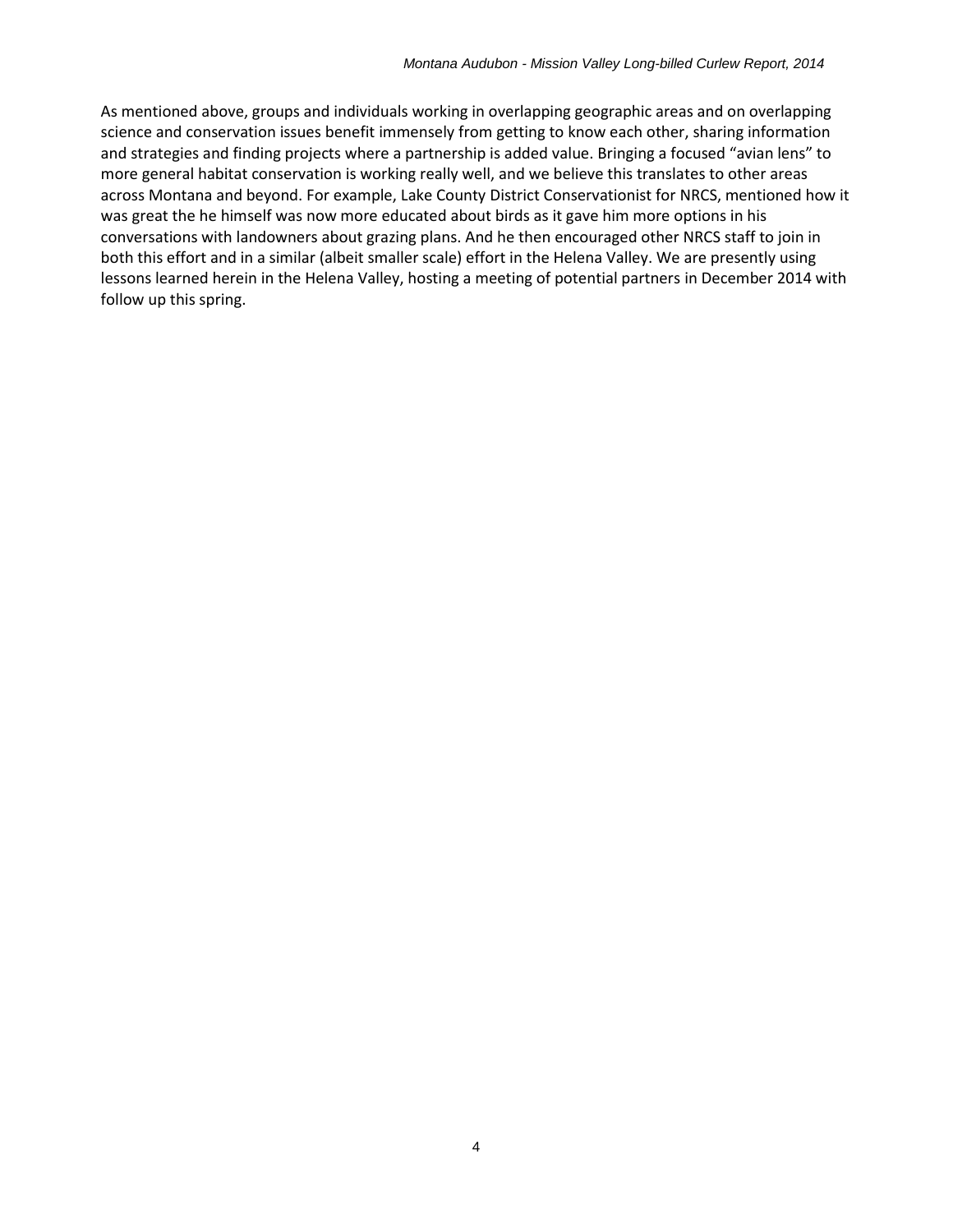As mentioned above, groups and individuals working in overlapping geographic areas and on overlapping science and conservation issues benefit immensely from getting to know each other, sharing information and strategies and finding projects where a partnership is added value. Bringing a focused "avian lens" to more general habitat conservation is working really well, and we believe this translates to other areas across Montana and beyond. For example, Lake County District Conservationist for NRCS, mentioned how it was great the he himself was now more educated about birds as it gave him more options in his conversations with landowners about grazing plans. And he then encouraged other NRCS staff to join in both this effort and in a similar (albeit smaller scale) effort in the Helena Valley. We are presently using lessons learned herein in the Helena Valley, hosting a meeting of potential partners in December 2014 with follow up this spring.